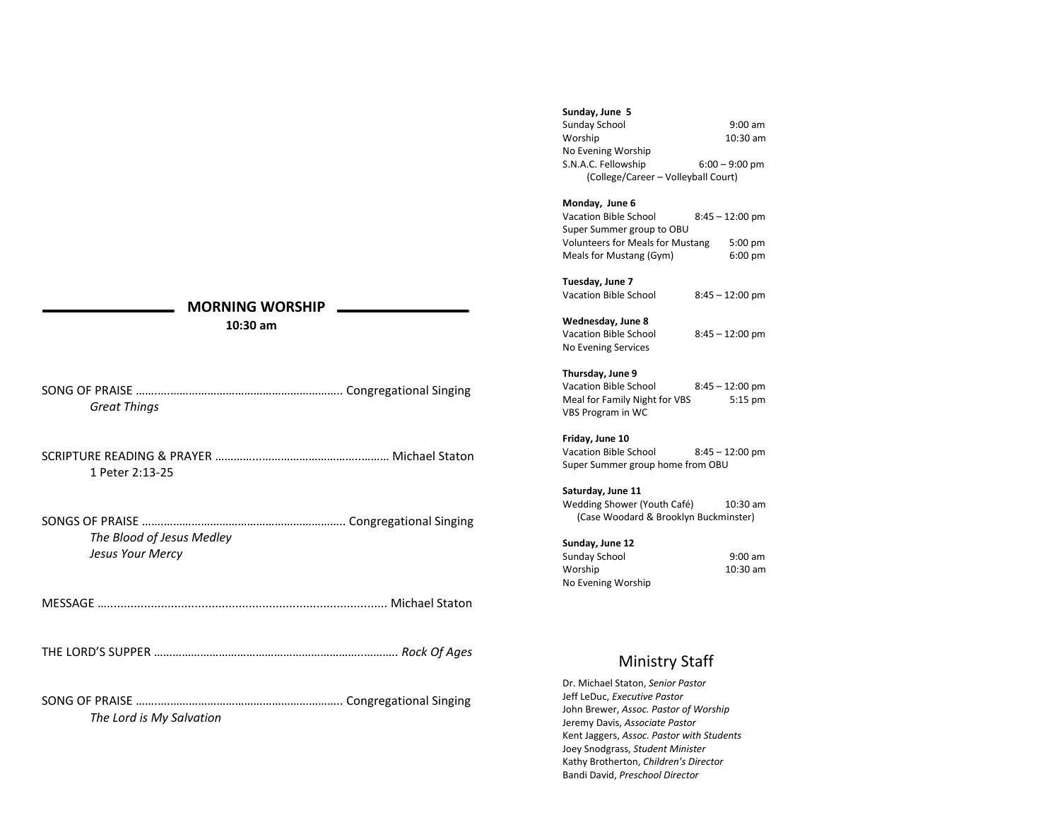## MORNING WORSHIP

**10:30 am**

SONG OF PRAISE ………………………………………………………. Congregational Singing

*Great Things*

SCRIPTURE READING & PRAYER ………………………………………………. Michael Staton

1 Peter 2:13-25

SONGS OF PRAISE ………………………………………………………. Congregational Singing

*The Blood of Jesus Medley*

*Jesus Your Mercy*

MESSAGE ……………………………………………………………………… Michael Staton

THE LORD'S SUPPER ………………………………………………………………… *Rock Of Ages*

SONG OF PRAISE ………………………………………………………. Congregational Singing

*The Lord is My Salvation*

**Sunday, June 5**

Sunday School 9:00 am
Worship 10:30 am
No Evening Worship
S.N.A.C. Fellowship 6:00 – 9:00 pm
(College/Career – Volleyball Court)

**Monday, June 6**

Vacation Bible School 8:45 – 12:00 pm
Super Summer group to OBU
Volunteers for Meals for Mustang 5:00 pm
Meals for Mustang (Gym) 6:00 pm

**Tuesday, June 7**

Vacation Bible School 8:45 – 12:00 pm

**Wednesday, June 8**

Vacation Bible School 8:45 – 12:00 pm
No Evening Services

**Thursday, June 9**

Vacation Bible School 8:45 – 12:00 pm
Meal for Family Night for VBS 5:15 pm
VBS Program in WC

**Friday, June 10**

Vacation Bible School 8:45 – 12:00 pm
Super Summer group home from OBU

**Saturday, June 11**

Wedding Shower (Youth Café) 10:30 am
(Case Woodard & Brooklyn Buckminster)

**Sunday, June 12**

Sunday School 9:00 am
Worship 10:30 am
No Evening Worship

## Ministry Staff

Dr. Michael Staton, *Senior Pastor*
Jeff LeDuc, *Executive Pastor*
John Brewer, *Assoc. Pastor of Worship*
Jeremy Davis, *Associate Pastor*
Kent Jaggers, *Assoc. Pastor with Students*
Joey Snodgrass, *Student Minister*
Kathy Brotherton, *Children's Director*
Bandi David, *Preschool Director*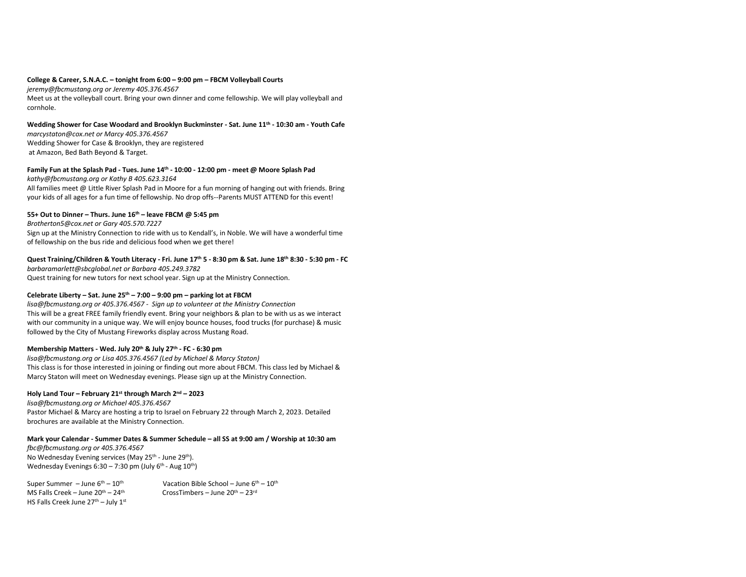**College & Career, S.N.A.C. – tonight from 6:00 – 9:00 pm – FBCM Volleyball Courts**
*jeremy@fbcmustang.org or Jeremy 405.376.4567*
Meet us at the volleyball court. Bring your own dinner and come fellowship. We will play volleyball and cornhole.

**Wedding Shower for Case Woodard and Brooklyn Buckminster - Sat. June 11th - 10:30 am - Youth Cafe**
*marcystaton@cox.net or Marcy 405.376.4567*
Wedding Shower for Case & Brooklyn, they are registered
at Amazon, Bed Bath Beyond & Target.

**Family Fun at the Splash Pad - Tues. June 14th - 10:00 - 12:00 pm - meet @ Moore Splash Pad**
*kathy@fbcmustang.org or Kathy B 405.623.3164*
All families meet @ Little River Splash Pad in Moore for a fun morning of hanging out with friends. Bring your kids of all ages for a fun time of fellowship. No drop offs--Parents MUST ATTEND for this event!

**55+ Out to Dinner – Thurs. June 16th – leave FBCM @ 5:45 pm**
*Brotherton5@cox.net or Gary 405.570.7227*
Sign up at the Ministry Connection to ride with us to Kendall's, in Noble. We will have a wonderful time of fellowship on the bus ride and delicious food when we get there!

**Quest Training/Children & Youth Literacy - Fri. June 17th 5 - 8:30 pm & Sat. June 18th 8:30 - 5:30 pm - FC**
*barbaramarlett@sbcglobal.net or Barbara 405.249.3782*
Quest training for new tutors for next school year. Sign up at the Ministry Connection.

**Celebrate Liberty – Sat. June 25th – 7:00 – 9:00 pm – parking lot at FBCM**
*lisa@fbcmustang.org or 405.376.4567 - Sign up to volunteer at the Ministry Connection*
This will be a great FREE family friendly event. Bring your neighbors & plan to be with us as we interact with our community in a unique way. We will enjoy bounce houses, food trucks (for purchase) & music followed by the City of Mustang Fireworks display across Mustang Road.

**Membership Matters - Wed. July 20th & July 27th - FC - 6:30 pm**
*lisa@fbcmustang.org or Lisa 405.376.4567 (Led by Michael & Marcy Staton)*
This class is for those interested in joining or finding out more about FBCM. This class led by Michael & Marcy Staton will meet on Wednesday evenings. Please sign up at the Ministry Connection.

**Holy Land Tour – February 21st through March 2nd – 2023**
*lisa@fbcmustang.org or Michael 405.376.4567*
Pastor Michael & Marcy are hosting a trip to Israel on February 22 through March 2, 2023. Detailed brochures are available at the Ministry Connection.

**Mark your Calendar - Summer Dates & Summer Schedule – all SS at 9:00 am / Worship at 10:30 am**
*fbc@fbcmustang.org or 405.376.4567*
No Wednesday Evening services (May 25th - June 29th).
Wednesday Evenings 6:30 – 7:30 pm (July 6th - Aug 10th)

Super Summer – June 6th – 10th
Vacation Bible School – June 6th – 10th
MS Falls Creek – June 20th – 24th
CrossTimbers – June 20th – 23rd
HS Falls Creek June 27th – July 1st